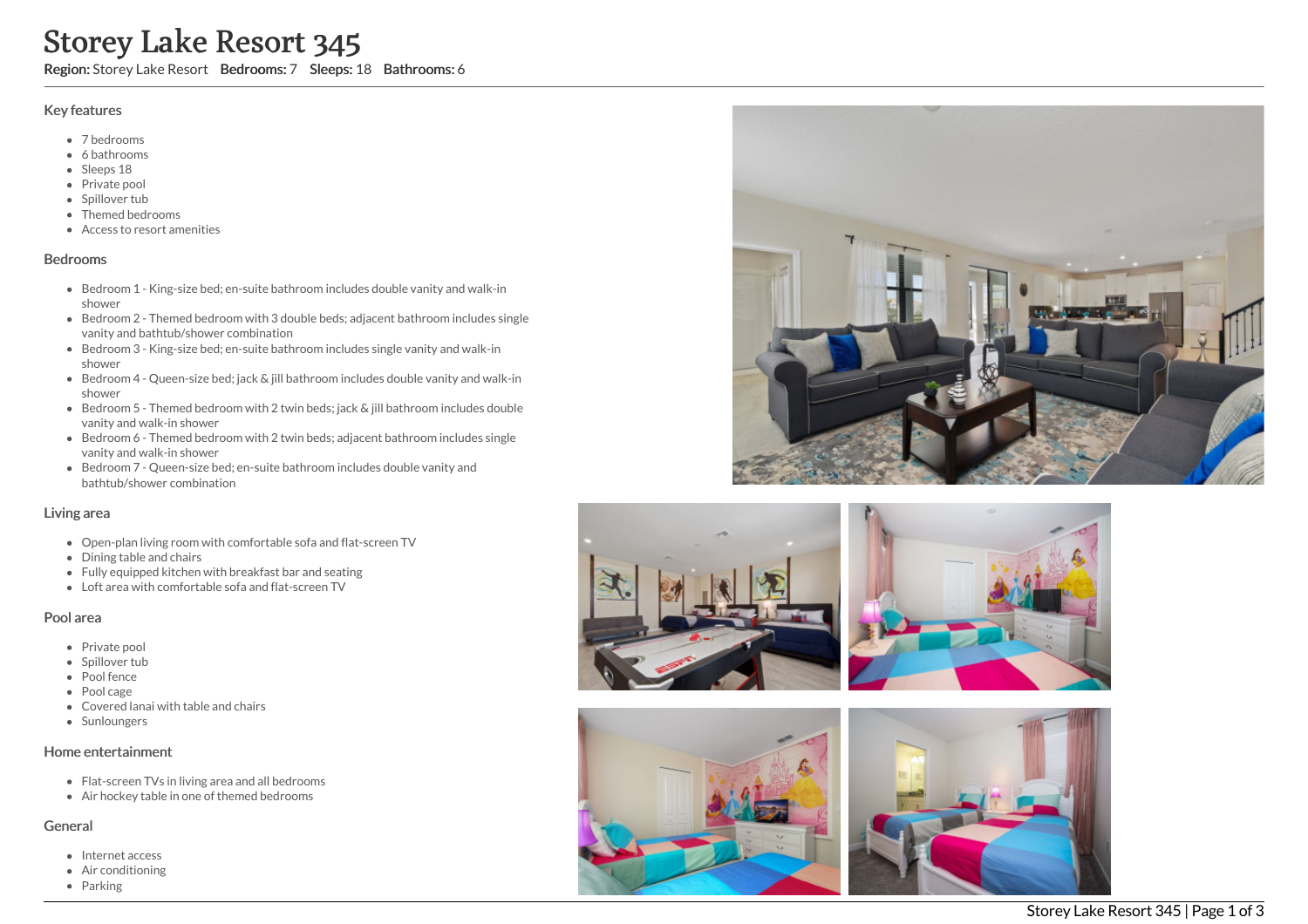# Storey Lake Resort 345

**Region:** Storey Lake Resort **Bedrooms:** 7 **Sleeps:** 18 **Bathrooms:** 6

## Key features

- 7 bedrooms
- 6 bathrooms
- Sleeps 18
- Private pool
- Spillover tub
- Themed bedrooms
- Access to resort amenities

## Bedrooms

- Bedroom 1 - King-size bed; en-suite bathroom includes double vanity and walk-in shower
- Bedroom 2 - Themed bedroom with 3 double beds; adjacent bathroom includes single vanity and bathtub/shower combination
- Bedroom 3 - King-size bed; en-suite bathroom includes single vanity and walk-in shower
- Bedroom 4 - Queen-size bed; jack & jill bathroom includes double vanity and walk-in shower
- Bedroom 5 - Themed bedroom with 2 twin beds; jack & jill bathroom includes double vanity and walk-in shower
- Bedroom 6 - Themed bedroom with 2 twin beds; adjacent bathroom includes single vanity and walk-in shower
- Bedroom 7 - Queen-size bed; en-suite bathroom includes double vanity and bathtub/shower combination

## Living area

- Open-plan living room with comfortable sofa and flat-screen TV
- Dining table and chairs
- Fully equipped kitchen with breakfast bar and seating
- Loft area with comfortable sofa and flat-screen TV

## Pool area

- Private pool
- Spillover tub
- Pool fence
- Pool cage
- Covered lanai with table and chairs
- Sunloungers

## Home entertainment

- Flat-screen TVs in living area and all bedrooms
- Air hockey table in one of themed bedrooms

## General

- Internet access
- Air conditioning
- Parking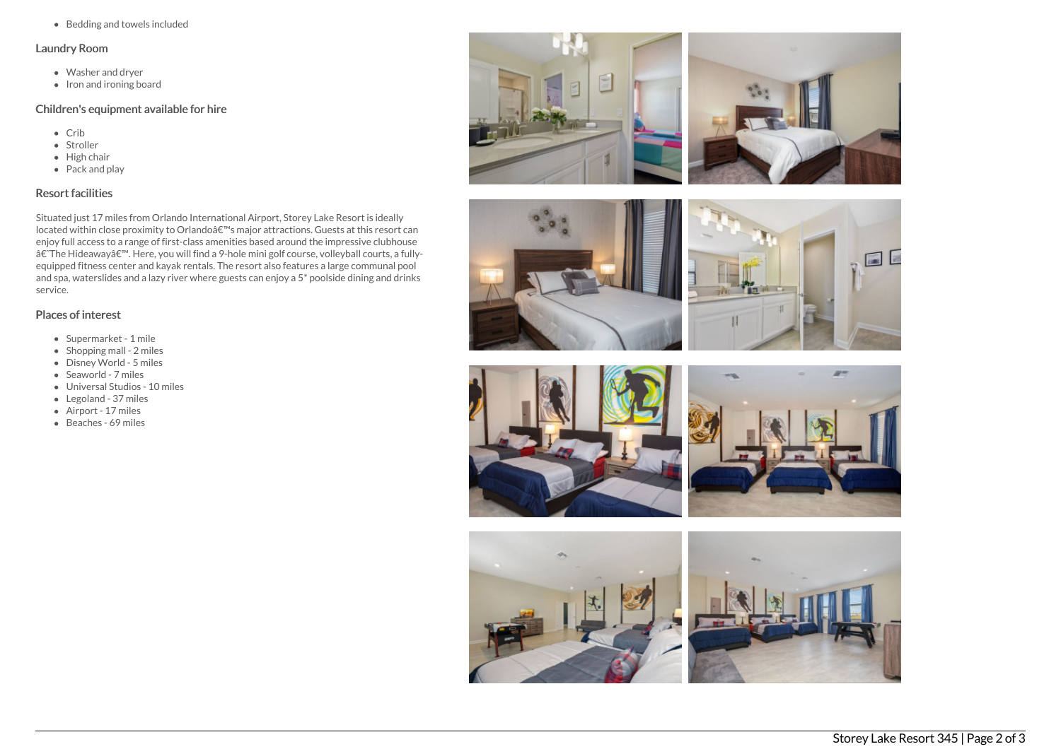- Bedding and towels included

## Laundry Room

- Washer and dryer
- Iron and ironing board

## Children's equipment available for hire

- Crib
- Stroller
- High chair
- Pack and play

## Resort facilities

Situated just 17 miles from Orlando International Airport, Storey Lake Resort is ideally located within close proximity to Orlandoâ€™s major attractions. Guests at this resort can enjoy full access to a range of first-class amenities based around the impressive clubhouse â€˜The Hideawayâ€™. Here, you will find a 9-hole mini golf course, volleyball courts, a fully-equipped fitness center and kayak rentals. The resort also features a large communal pool and spa, waterslides and a lazy river where guests can enjoy a 5* poolside dining and drinks service.

## Places of interest

- Supermarket - 1 mile
- Shopping mall - 2 miles
- Disney World - 5 miles
- Seaworld - 7 miles
- Universal Studios - 10 miles
- Legoland - 37 miles
- Airport - 17 miles
- Beaches - 69 miles